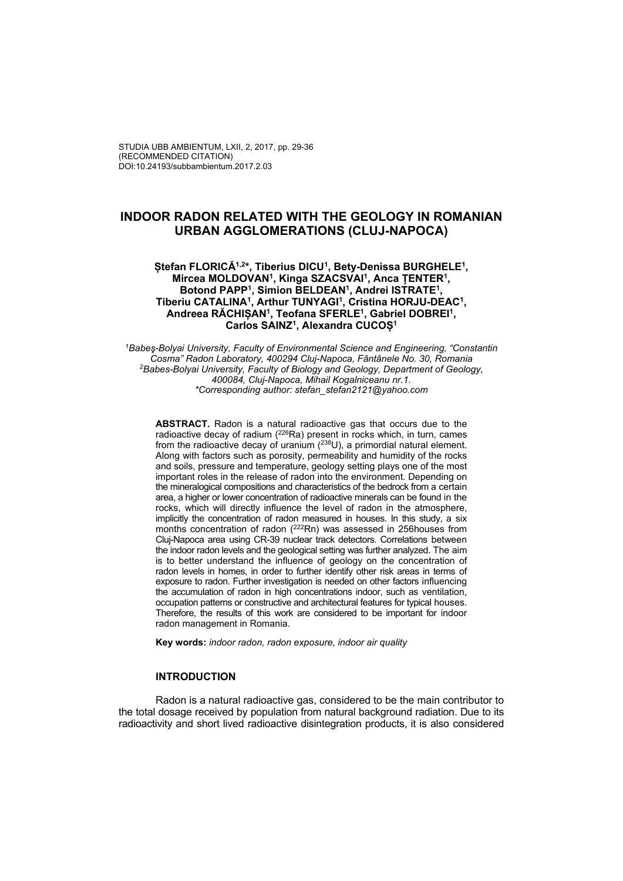STUDIA UBB AMBIENTUM, LXII, 2, 2017, pp. 29-36
(RECOMMENDED CITATION)
DOI:10.24193/subbambientum.2017.2.03

# INDOOR RADON RELATED WITH THE GEOLOGY IN ROMANIAN URBAN AGGLOMERATIONS (CLUJ-NAPOCA)

**Ştefan FLORICĂ[1,2]*, Tiberius DICU[1], Bety-Denissa BURGHELE[1], Mircea MOLDOVAN[1], Kinga SZACSVAI[1], Anca ŢENTER[1], Botond PAPP[1], Simion BELDEAN[1], Andrei ISTRATE[1], Tiberiu CATALINA[1], Arthur TUNYAGI[1], Cristina HORJU-DEAC[1], Andreea RĂCHIŞAN[1], Teofana SFERLE[1], Gabriel DOBREI[1], Carlos SAINZ[1], Alexandra CUCOŞ[1]**

*[1]Babeş-Bolyai University, Faculty of Environmental Science and Engineering, "Constantin Cosma" Radon Laboratory, 400294 Cluj-Napoca, Fântânele No. 30, Romania*
*[2]Babes-Bolyai University, Faculty of Biology and Geology, Department of Geology, 400084, Cluj-Napoca, Mihail Kogalniceanu nr.1.*
*\*Corresponding author: stefan_stefan2121@yahoo.com*

**ABSTRACT.** Radon is a natural radioactive gas that occurs due to the radioactive decay of radium ($^{226}Ra$) present in rocks which, in turn, cames from the radioactive decay of uranium ($^{238}U$), a primordial natural element. Along with factors such as porosity, permeability and humidity of the rocks and soils, pressure and temperature, geology setting plays one of the most important roles in the release of radon into the environment. Depending on the mineralogical compositions and characteristics of the bedrock from a certain area, a higher or lower concentration of radioactive minerals can be found in the rocks, which will directly influence the level of radon in the atmosphere, implicitly the concentration of radon measured in houses. In this study, a six months concentration of radon ($^{222}Rn$) was assessed in 256houses from Cluj-Napoca area using CR-39 nuclear track detectors. Correlations between the indoor radon levels and the geological setting was further analyzed. The aim is to better understand the influence of geology on the concentration of radon levels in homes, in order to further identify other risk areas in terms of exposure to radon. Further investigation is needed on other factors influencing the accumulation of radon in high concentrations indoor, such as ventilation, occupation patterns or constructive and architectural features for typical houses. Therefore, the results of this work are considered to be important for indoor radon management in Romania.

**Key words:** *indoor radon, radon exposure, indoor air quality*

## INTRODUCTION

Radon is a natural radioactive gas, considered to be the main contributor to the total dosage received by population from natural background radiation. Due to its radioactivity and short lived radioactive disintegration products, it is also considered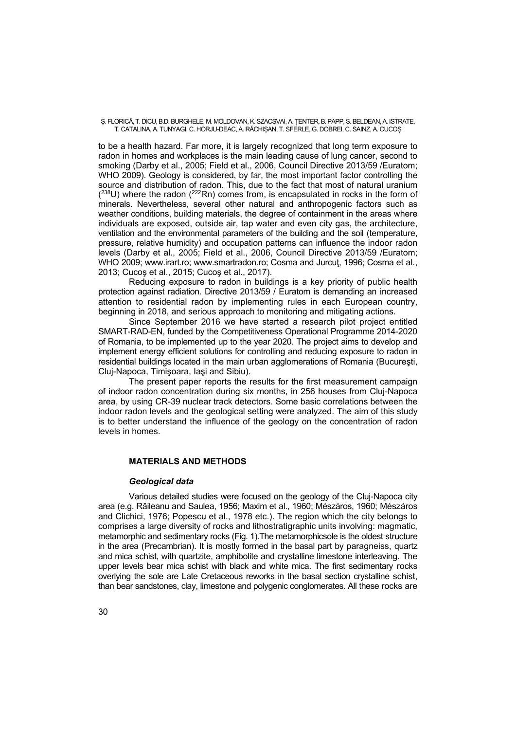to be a health hazard. Far more, it is largely recognized that long term exposure to radon in homes and workplaces is the main leading cause of lung cancer, second to smoking (Darby et al., 2005; Field et al., 2006, Council Directive 2013/59 /Euratom; WHO 2009). Geology is considered, by far, the most important factor controlling the source and distribution of radon. This, due to the fact that most of natural uranium ($^{238}U$) where the radon ($^{222}Rn$) comes from, is encapsulated in rocks in the form of minerals. Nevertheless, several other natural and anthropogenic factors such as weather conditions, building materials, the degree of containment in the areas where individuals are exposed, outside air, tap water and even city gas, the architecture, ventilation and the environmental parameters of the building and the soil (temperature, pressure, relative humidity) and occupation patterns can influence the indoor radon levels (Darby et al., 2005; Field et al., 2006, Council Directive 2013/59 /Euratom; WHO 2009; www.irart.ro; www.smartradon.ro; Cosma and Jurcuţ, 1996; Cosma et al., 2013; Cucoş et al., 2015; Cucoş et al., 2017).

Reducing exposure to radon in buildings is a key priority of public health protection against radiation. Directive 2013/59 / Euratom is demanding an increased attention to residential radon by implementing rules in each European country, beginning in 2018, and serious approach to monitoring and mitigating actions.

Since September 2016 we have started a research pilot project entitled SMART-RAD-EN, funded by the Competitiveness Operational Programme 2014-2020 of Romania, to be implemented up to the year 2020. The project aims to develop and implement energy efficient solutions for controlling and reducing exposure to radon in residential buildings located in the main urban agglomerations of Romania (Bucureşti, Cluj-Napoca, Timişoara, Iaşi and Sibiu).

The present paper reports the results for the first measurement campaign of indoor radon concentration during six months, in 256 houses from Cluj-Napoca area, by using CR-39 nuclear track detectors. Some basic correlations between the indoor radon levels and the geological setting were analyzed. The aim of this study is to better understand the influence of the geology on the concentration of radon levels in homes.

## MATERIALS AND METHODS

### *Geological data*

Various detailed studies were focused on the geology of the Cluj-Napoca city area (e.g. Răileanu and Saulea, 1956; Maxim et al., 1960; Mészáros, 1960; Mészáros and Clichici, 1976; Popescu et al., 1978 etc.). The region which the city belongs to comprises a large diversity of rocks and lithostratigraphic units involving: magmatic, metamorphic and sedimentary rocks (Fig. 1).The metamorphicsole is the oldest structure in the area (Precambrian). It is mostly formed in the basal part by paragneiss, quartz and mica schist, with quartzite, amphibolite and crystalline limestone interleaving. The upper levels bear mica schist with black and white mica. The first sedimentary rocks overlying the sole are Late Cretaceous reworks in the basal section crystalline schist, than bear sandstones, clay, limestone and polygenic conglomerates. All these rocks are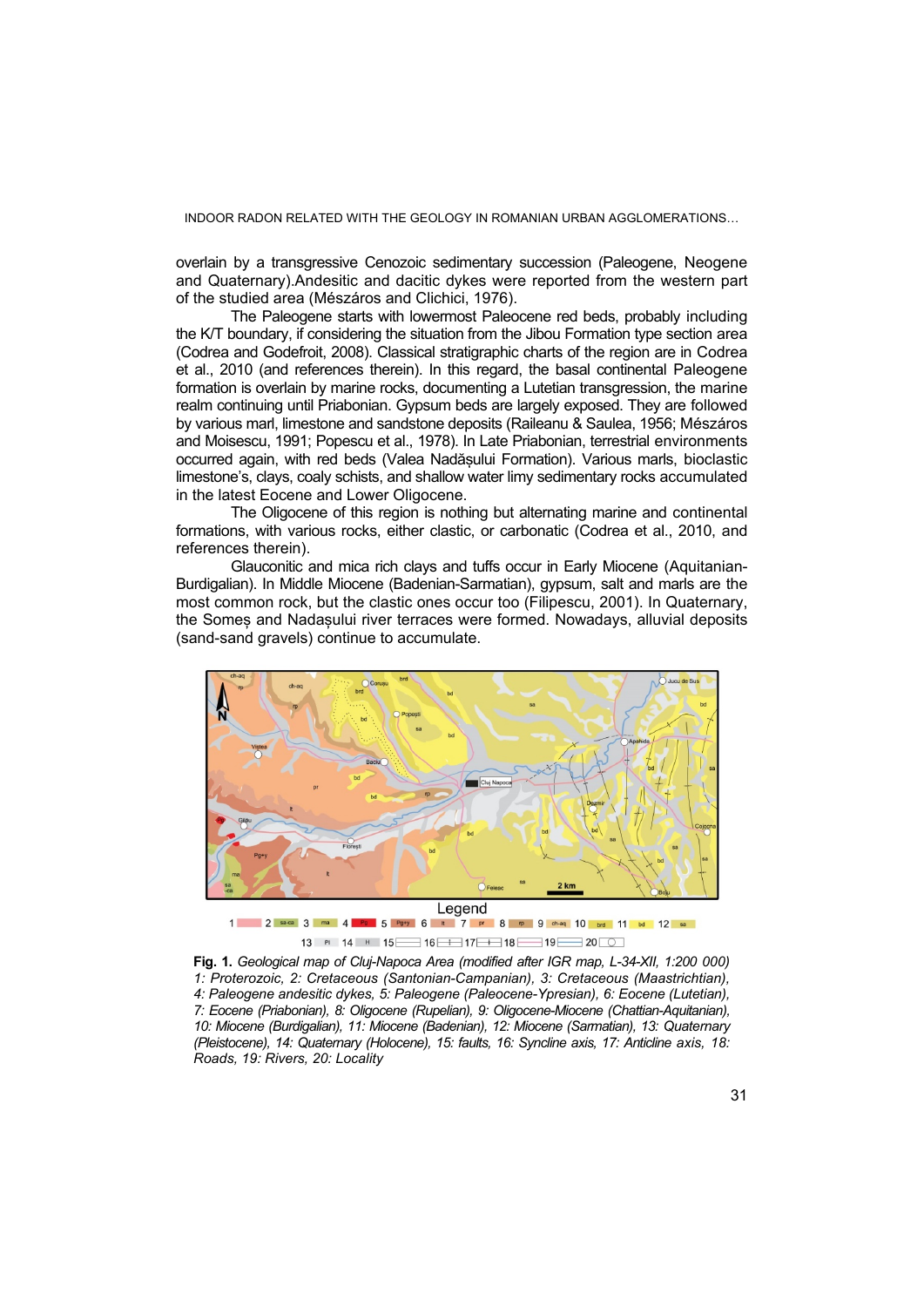overlain by a transgressive Cenozoic sedimentary succession (Paleogene, Neogene and Quaternary).Andesitic and dacitic dykes were reported from the western part of the studied area (Mészáros and Clichici, 1976).

The Paleogene starts with lowermost Paleocene red beds, probably including the K/T boundary, if considering the situation from the Jibou Formation type section area (Codrea and Godefroit, 2008). Classical stratigraphic charts of the region are in Codrea et al., 2010 (and references therein). In this regard, the basal continental Paleogene formation is overlain by marine rocks, documenting a Lutetian transgression, the marine realm continuing until Priabonian. Gypsum beds are largely exposed. They are followed by various marl, limestone and sandstone deposits (Raileanu & Saulea, 1956; Mészáros and Moisescu, 1991; Popescu et al., 1978). In Late Priabonian, terrestrial environments occurred again, with red beds (Valea Nadășului Formation). Various marls, bioclastic limestone's, clays, coaly schists, and shallow water limy sedimentary rocks accumulated in the latest Eocene and Lower Oligocene.

The Oligocene of this region is nothing but alternating marine and continental formations, with various rocks, either clastic, or carbonatic (Codrea et al., 2010, and references therein).

Glauconitic and mica rich clays and tuffs occur in Early Miocene (Aquitanian-Burdigalian). In Middle Miocene (Badenian-Sarmatian), gypsum, salt and marls are the most common rock, but the clastic ones occur too (Filipescu, 2001). In Quaternary, the Someș and Nadașului river terraces were formed. Nowadays, alluvial deposits (sand-sand gravels) continue to accumulate.

**Fig. 1.** *Geological map of Cluj-Napoca Area (modified after IGR map, L-34-XII, 1:200 000) 1: Proterozoic, 2: Cretaceous (Santonian-Campanian), 3: Cretaceous (Maastrichtian), 4: Paleogene andesitic dykes, 5: Paleogene (Paleocene-Ypresian), 6: Eocene (Lutetian), 7: Eocene (Priabonian), 8: Oligocene (Rupelian), 9: Oligocene-Miocene (Chattian-Aquitanian), 10: Miocene (Burdigalian), 11: Miocene (Badenian), 12: Miocene (Sarmatian), 13: Quaternary (Pleistocene), 14: Quaternary (Holocene), 15: faults, 16: Syncline axis, 17: Anticline axis, 18: Roads, 19: Rivers, 20: Locality*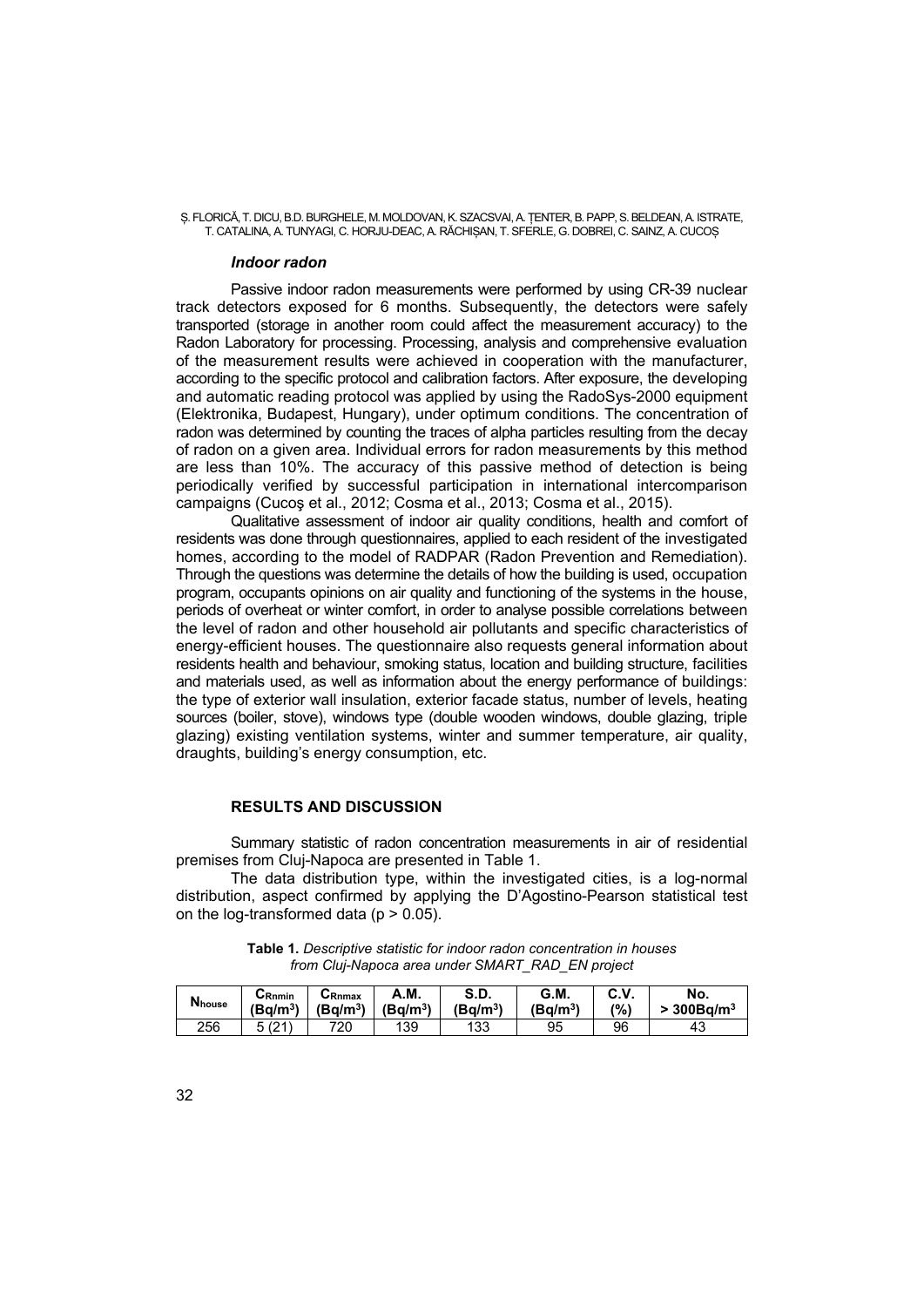### *Indoor radon*

Passive indoor radon measurements were performed by using CR-39 nuclear track detectors exposed for 6 months. Subsequently, the detectors were safely transported (storage in another room could affect the measurement accuracy) to the Radon Laboratory for processing. Processing, analysis and comprehensive evaluation of the measurement results were achieved in cooperation with the manufacturer, according to the specific protocol and calibration factors. After exposure, the developing and automatic reading protocol was applied by using the RadoSys-2000 equipment (Elektronika, Budapest, Hungary), under optimum conditions. The concentration of radon was determined by counting the traces of alpha particles resulting from the decay of radon on a given area. Individual errors for radon measurements by this method are less than 10%. The accuracy of this passive method of detection is being periodically verified by successful participation in international intercomparison campaigns (Cucoş et al., 2012; Cosma et al., 2013; Cosma et al., 2015).

Qualitative assessment of indoor air quality conditions, health and comfort of residents was done through questionnaires, applied to each resident of the investigated homes, according to the model of RADPAR (Radon Prevention and Remediation). Through the questions was determine the details of how the building is used, occupation program, occupants opinions on air quality and functioning of the systems in the house, periods of overheat or winter comfort, in order to analyse possible correlations between the level of radon and other household air pollutants and specific characteristics of energy-efficient houses. The questionnaire also requests general information about residents health and behaviour, smoking status, location and building structure, facilities and materials used, as well as information about the energy performance of buildings: the type of exterior wall insulation, exterior facade status, number of levels, heating sources (boiler, stove), windows type (double wooden windows, double glazing, triple glazing) existing ventilation systems, winter and summer temperature, air quality, draughts, building's energy consumption, etc.

## RESULTS AND DISCUSSION

Summary statistic of radon concentration measurements in air of residential premises from Cluj-Napoca are presented in Table 1.

The data distribution type, within the investigated cities, is a log-normal distribution, aspect confirmed by applying the D'Agostino-Pearson statistical test on the log-transformed data ($p > 0.05$).

**Table 1.** *Descriptive statistic for indoor radon concentration in houses from Cluj-Napoca area under SMART_RAD_EN project*

| $N_{house}$ | $C_{Rnmin}$ ($Bq/m^3$) | $C_{Rnmax}$ ($Bq/m^3$) | A.M. ($Bq/m^3$) | S.D. ($Bq/m^3$) | G.M. ($Bq/m^3$) | C.V. (%) | No. > 300$Bq/m^3$ |
|---|---|---|---|---|---|---|---|
| 256 | 5 (21) | 720 | 139 | 133 | 95 | 96 | 43 |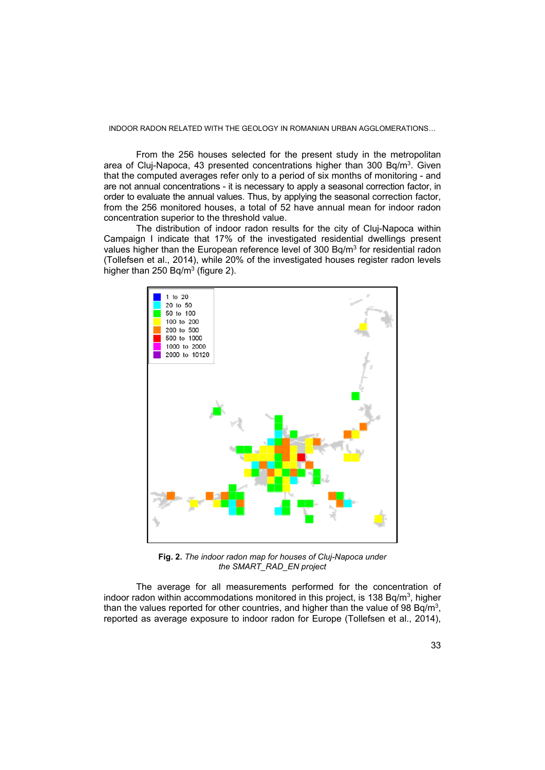From the 256 houses selected for the present study in the metropolitan area of Cluj-Napoca, 43 presented concentrations higher than 300 Bq/m$^3$. Given that the computed averages refer only to a period of six months of monitoring - and are not annual concentrations - it is necessary to apply a seasonal correction factor, in order to evaluate the annual values. Thus, by applying the seasonal correction factor, from the 256 monitored houses, a total of 52 have annual mean for indoor radon concentration superior to the threshold value.

The distribution of indoor radon results for the city of Cluj-Napoca within Campaign I indicate that 17% of the investigated residential dwellings present values higher than the European reference level of 300 Bq/m$^3$ for residential radon (Tollefsen et al., 2014), while 20% of the investigated houses register radon levels higher than 250 Bq/m$^3$ (figure 2).

**Fig. 2.** *The indoor radon map for houses of Cluj-Napoca under the SMART_RAD_EN project*

The average for all measurements performed for the concentration of indoor radon within accommodations monitored in this project, is 138 Bq/m$^3$, higher than the values reported for other countries, and higher than the value of 98 Bq/m$^3$, reported as average exposure to indoor radon for Europe (Tollefsen et al., 2014),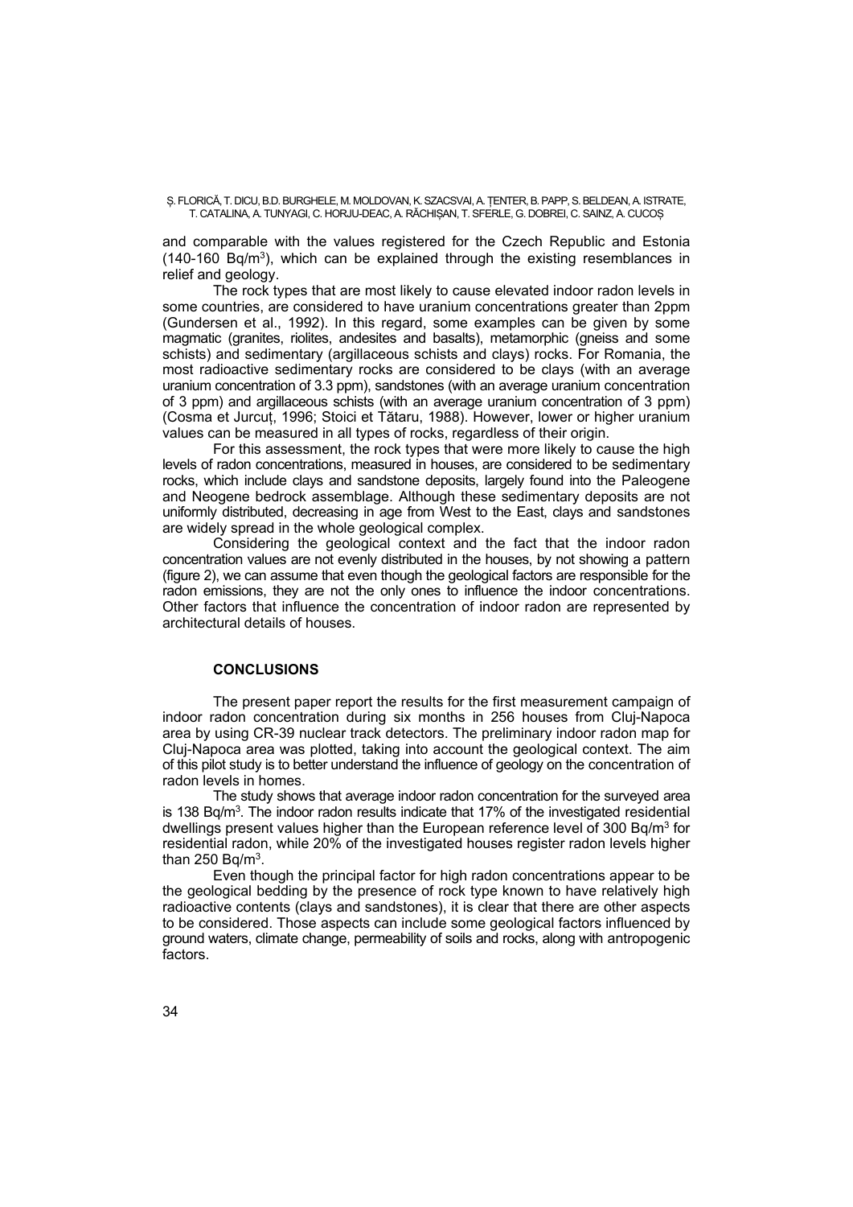and comparable with the values registered for the Czech Republic and Estonia (140-160 Bq/m$^3$), which can be explained through the existing resemblances in relief and geology.

The rock types that are most likely to cause elevated indoor radon levels in some countries, are considered to have uranium concentrations greater than 2ppm (Gundersen et al., 1992). In this regard, some examples can be given by some magmatic (granites, riolites, andesites and basalts), metamorphic (gneiss and some schists) and sedimentary (argillaceous schists and clays) rocks. For Romania, the most radioactive sedimentary rocks are considered to be clays (with an average uranium concentration of 3.3 ppm), sandstones (with an average uranium concentration of 3 ppm) and argillaceous schists (with an average uranium concentration of 3 ppm) (Cosma et Jurcuț, 1996; Stoici et Tătaru, 1988). However, lower or higher uranium values can be measured in all types of rocks, regardless of their origin.

For this assessment, the rock types that were more likely to cause the high levels of radon concentrations, measured in houses, are considered to be sedimentary rocks, which include clays and sandstone deposits, largely found into the Paleogene and Neogene bedrock assemblage. Although these sedimentary deposits are not uniformly distributed, decreasing in age from West to the East, clays and sandstones are widely spread in the whole geological complex.

Considering the geological context and the fact that the indoor radon concentration values are not evenly distributed in the houses, by not showing a pattern (figure 2), we can assume that even though the geological factors are responsible for the radon emissions, they are not the only ones to influence the indoor concentrations. Other factors that influence the concentration of indoor radon are represented by architectural details of houses.

## CONCLUSIONS

The present paper report the results for the first measurement campaign of indoor radon concentration during six months in 256 houses from Cluj-Napoca area by using CR-39 nuclear track detectors. The preliminary indoor radon map for Cluj-Napoca area was plotted, taking into account the geological context. The aim of this pilot study is to better understand the influence of geology on the concentration of radon levels in homes.

The study shows that average indoor radon concentration for the surveyed area is 138 Bq/m$^3$. The indoor radon results indicate that 17% of the investigated residential dwellings present values higher than the European reference level of 300 Bq/m$^3$ for residential radon, while 20% of the investigated houses register radon levels higher than 250 Bq/m$^3$.

Even though the principal factor for high radon concentrations appear to be the geological bedding by the presence of rock type known to have relatively high radioactive contents (clays and sandstones), it is clear that there are other aspects to be considered. Those aspects can include some geological factors influenced by ground waters, climate change, permeability of soils and rocks, along with antropogenic factors.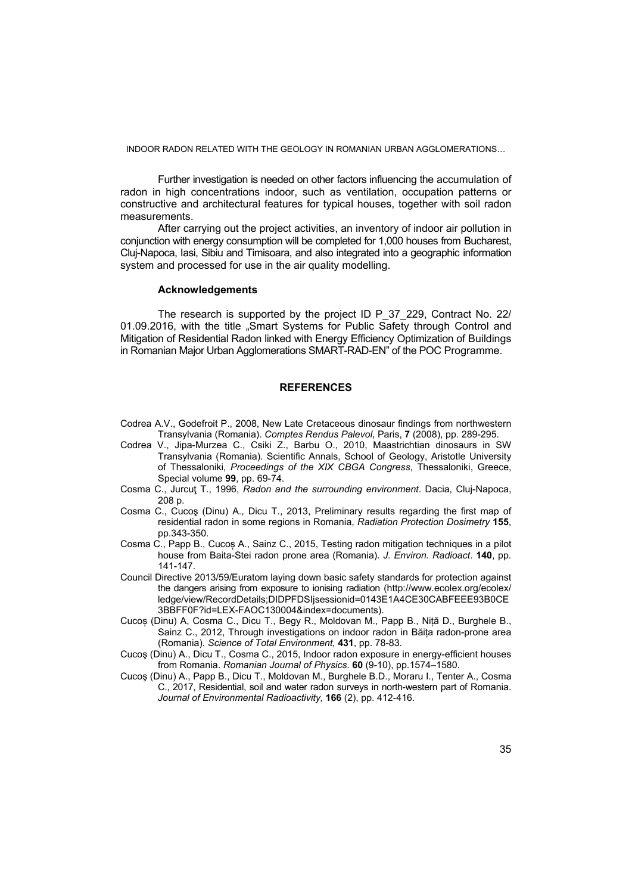Further investigation is needed on other factors influencing the accumulation of radon in high concentrations indoor, such as ventilation, occupation patterns or constructive and architectural features for typical houses, together with soil radon measurements.

After carrying out the project activities, an inventory of indoor air pollution in conjunction with energy consumption will be completed for 1,000 houses from Bucharest, Cluj-Napoca, Iasi, Sibiu and Timisoara, and also integrated into a geographic information system and processed for use in the air quality modelling.

### Acknowledgements

The research is supported by the project ID P_37_229, Contract No. 22/ 01.09.2016, with the title „Smart Systems for Public Safety through Control and Mitigation of Residential Radon linked with Energy Efficiency Optimization of Buildings in Romanian Major Urban Agglomerations SMART-RAD-EN" of the POC Programme.

## REFERENCES

Codrea A.V., Godefroit P., 2008, New Late Cretaceous dinosaur findings from northwestern Transylvania (Romania). *Comptes Rendus Palevol*, Paris, **7** (2008), pp. 289-295.

Codrea V., Jipa-Murzea C., Csiki Z., Barbu O., 2010, Maastrichtian dinosaurs in SW Transylvania (Romania). Scientific Annals, School of Geology, Aristotle University of Thessaloniki, *Proceedings of the XIX CBGA Congress*, Thessaloniki, Greece, Special volume **99**, pp. 69-74.

Cosma C., Jurcuţ T., 1996, *Radon and the surrounding environment*. Dacia, Cluj-Napoca, 208 p.

Cosma C., Cucoş (Dinu) A., Dicu T., 2013, Preliminary results regarding the first map of residential radon in some regions in Romania, *Radiation Protection Dosimetry* **155**, pp.343-350.

Cosma C., Papp B., Cucoș A., Sainz C., 2015, Testing radon mitigation techniques in a pilot house from Baita-Stei radon prone area (Romania). *J. Environ. Radioact*. **140**, pp. 141-147.

Council Directive 2013/59/Euratom laying down basic safety standards for protection against the dangers arising from exposure to ionising radiation (http://www.ecolex.org/ecolex/ledge/view/RecordDetails;DIDPFDSIjsessionid=0143E1A4CE30CABFEEE93B0CE3BBFF0F?id=LEX-FAOC130004&index=documents).

Cucoș (Dinu) A, Cosma C., Dicu T., Begy R., Moldovan M., Papp B., Niță D., Burghele B., Sainz C., 2012, Through investigations on indoor radon in Băița radon-prone area (Romania). *Science of Total Environment,* **431**, pp. 78-83.

Cucoş (Dinu) A., Dicu T., Cosma C., 2015, Indoor radon exposure in energy-efficient houses from Romania. *Romanian Journal of Physics*. **60** (9-10), pp.1574–1580.

Cucoş (Dinu) A., Papp B., Dicu T., Moldovan M., Burghele B.D., Moraru I., Tenter A., Cosma C., 2017, Residential, soil and water radon surveys in north-western part of Romania. *Journal of Environmental Radioactivity,* **166** (2), pp. 412-416.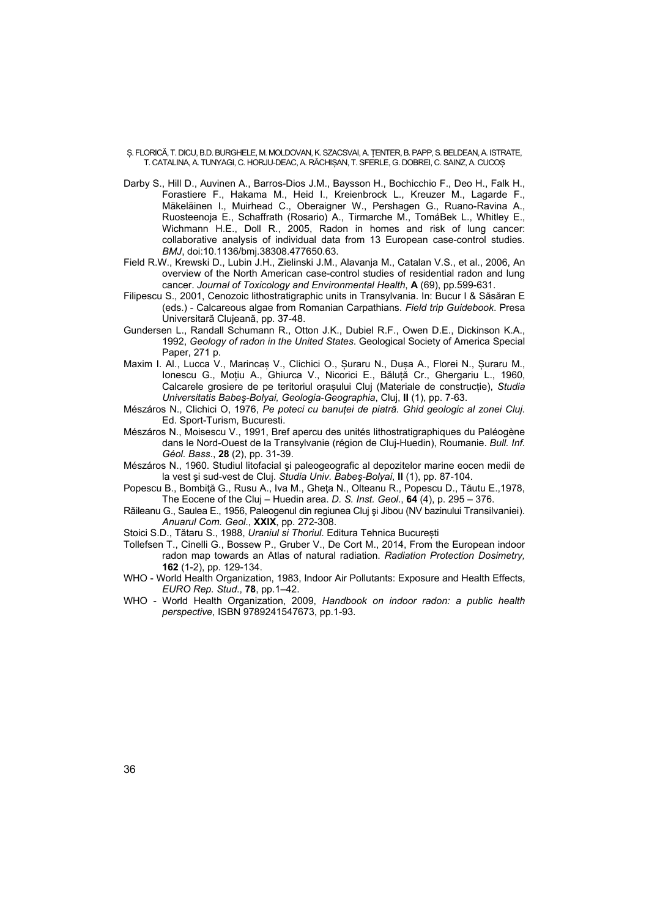Darby S., Hill D., Auvinen A., Barros-Dios J.M., Baysson H., Bochicchio F., Deo H., Falk H., Forastiere F., Hakama M., Heid I., Kreienbrock L., Kreuzer M., Lagarde F., Mäkeläinen I., Muirhead C., Oberaigner W., Pershagen G., Ruano-Ravina A., Ruosteenoja E., Schaffrath (Rosario) A., Tirmarche M., TomáBek L., Whitley E., Wichmann H.E., Doll R., 2005, Radon in homes and risk of lung cancer: collaborative analysis of individual data from 13 European case-control studies. *BMJ*, doi:10.1136/bmj.38308.477650.63.

Field R.W., Krewski D., Lubin J.H., Zielinski J.M., Alavanja M., Catalan V.S., et al., 2006, An overview of the North American case-control studies of residential radon and lung cancer. *Journal of Toxicology and Environmental Health*, **A** (69), pp.599-631.

Filipescu S., 2001, Cenozoic lithostratigraphic units in Transylvania. In: Bucur I & Săsăran E (eds.) - Calcareous algae from Romanian Carpathians. *Field trip Guidebook*. Presa Universitară Clujeană, pp. 37-48.

Gundersen L., Randall Schumann R., Otton J.K., Dubiel R.F., Owen D.E., Dickinson K.A., 1992, *Geology of radon in the United States*. Geological Society of America Special Paper, 271 p.

Maxim I. Al., Lucca V., Marincaș V., Clichici O., Șuraru N., Dușa A., Florei N., Șuraru M., Ionescu G., Moțiu A., Ghiurca V., Nicorici E., Băluță Cr., Ghergariu L., 1960, Calcarele grosiere de pe teritoriul orașului Cluj (Materiale de construcție), *Studia Universitatis Babeş-Bolyai, Geologia-Geographia*, Cluj, **II** (1), pp. 7-63.

Mészáros N., Clichici O, 1976, *Pe poteci cu banuței de piatră. Ghid geologic al zonei Cluj*. Ed. Sport-Turism, Bucuresti.

Mészáros N., Moisescu V., 1991, Bref apercu des unités lithostratigraphiques du Paléogène dans le Nord-Ouest de la Transylvanie (région de Cluj-Huedin), Roumanie. *Bull. Inf. Géol. Bass*., **28** (2), pp. 31-39.

Mészáros N., 1960. Studiul litofacial şi paleogeografic al depozitelor marine eocen medii de la vest şi sud-vest de Cluj. *Studia Univ. Babeş-Bolyai*, **II** (1), pp. 87-104.

Popescu B., Bombiţă G., Rusu A., Iva M., Gheţa N., Olteanu R., Popescu D., Tăutu E.,1978, The Eocene of the Cluj – Huedin area. *D. S. Inst. Geol*., **64** (4), p. 295 – 376.

Răileanu G., Saulea E., 1956, Paleogenul din regiunea Cluj şi Jibou (NV bazinului Transilvaniei). *Anuarul Com. Geol*., **XXIX**, pp. 272-308.

Stoici S.D., Tătaru S., 1988, *Uraniul si Thoriul*. Editura Tehnica București

Tollefsen T., Cinelli G., Bossew P., Gruber V., De Cort M., 2014, From the European indoor radon map towards an Atlas of natural radiation. *Radiation Protection Dosimetry,* **162** (1-2), pp. 129-134.

WHO - World Health Organization, 1983, Indoor Air Pollutants: Exposure and Health Effects, *EURO Rep. Stud*., **78**, pp.1–42.

WHO - World Health Organization, 2009, *Handbook on indoor radon: a public health perspective*, ISBN 9789241547673, pp.1-93.